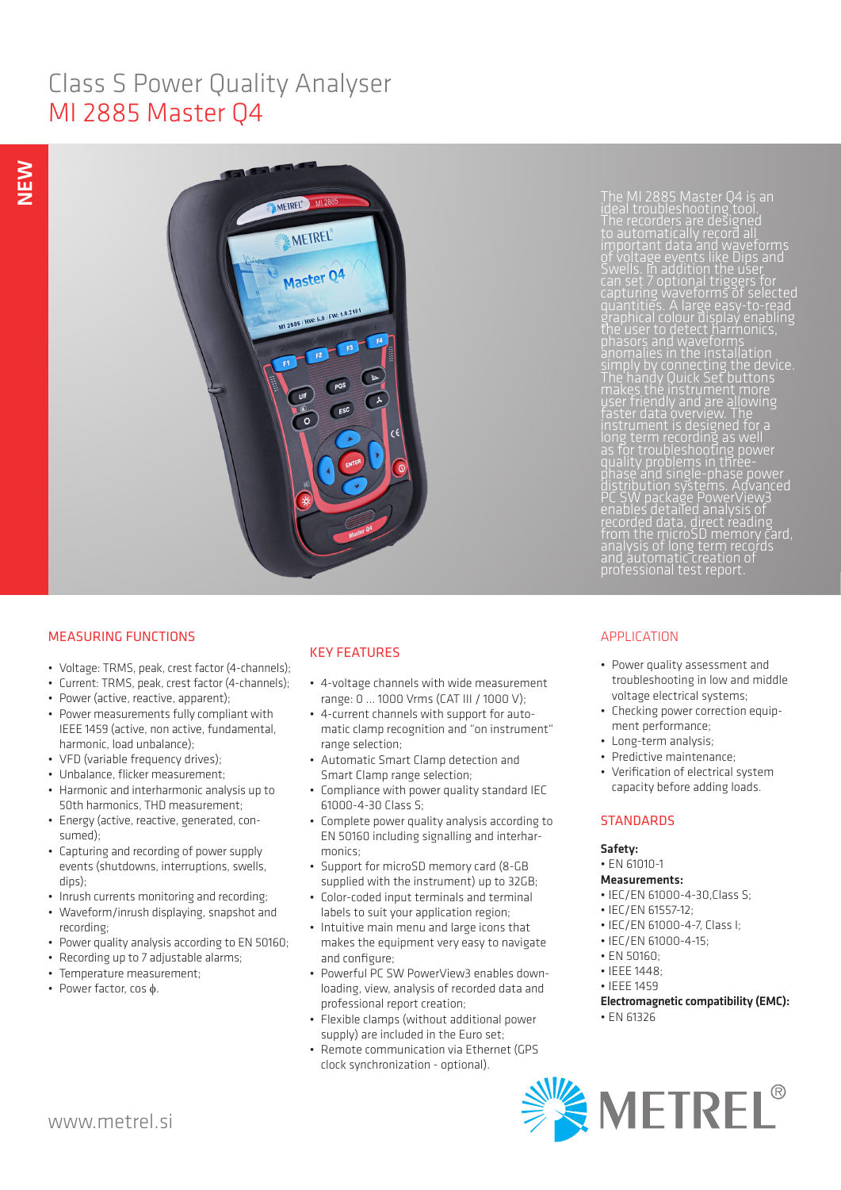# Class S Power Quality Analyser

## MI 2885 Master Q4

NEW

The MI 2885 Master Q4 is an ideal troubleshooting tool. The recorders are designed to automatically record all important data and waveforms of voltage events like Dips and Swells. In addition the user can set 7 optional triggers for capturing waveforms of selected quantities. A large easy-to-read graphical colour display enabling the user to detect harmonics, phasors and waveforms anomalies in the installation simply by connecting the device. The handy Quick Set buttons makes the instrument more user friendly and are allowing faster data overview. The instrument is designed for a long term recording as well as for troubleshooting power quality problems in three-phase and single-phase power distribution systems. Advanced PC SW package PowerView3 enables detailed analysis of recorded data, direct reading from the microSD memory card, analysis of long term records and automatic creation of professional test report.

### MEASURING FUNCTIONS

- Voltage: TRMS, peak, crest factor (4-channels);
- Current: TRMS, peak, crest factor (4-channels);
- Power (active, reactive, apparent);
- Power measurements fully compliant with IEEE 1459 (active, non active, fundamental, harmonic, load unbalance);
- VFD (variable frequency drives);
- Unbalance, flicker measurement;
- Harmonic and interharmonic analysis up to 50th harmonics, THD measurement;
- Energy (active, reactive, generated, consumed);
- Capturing and recording of power supply events (shutdowns, interruptions, swells, dips);
- Inrush currents monitoring and recording;
- Waveform/inrush displaying, snapshot and recording;
- Power quality analysis according to EN 50160;
- Recording up to 7 adjustable alarms;
- Temperature measurement;
- Power factor, cos φ.

### KEY FEATURES

- 4-voltage channels with wide measurement range: 0 ... 1000 Vrms (CAT III / 1000 V);
- 4-current channels with support for automatic clamp recognition and "on instrument" range selection;
- Automatic Smart Clamp detection and Smart Clamp range selection;
- Compliance with power quality standard IEC 61000-4-30 Class S;
- Complete power quality analysis according to EN 50160 including signalling and interharmonics;
- Support for microSD memory card (8-GB supplied with the instrument) up to 32GB;
- Color-coded input terminals and terminal labels to suit your application region;
- Intuitive main menu and large icons that makes the equipment very easy to navigate and configure;
- Powerful PC SW PowerView3 enables downloading, view, analysis of recorded data and professional report creation;
- Flexible clamps (without additional power supply) are included in the Euro set;
- Remote communication via Ethernet (GPS clock synchronization - optional).

### APPLICATION

- Power quality assessment and troubleshooting in low and middle voltage electrical systems;
- Checking power correction equipment performance;
- Long-term analysis;
- Predictive maintenance;
- Verification of electrical system capacity before adding loads.

### STANDARDS

**Safety:**
- EN 61010-1

**Measurements:**
- IEC/EN 61000-4-30,Class S;
- IEC/EN 61557-12;
- IEC/EN 61000-4-7, Class I;
- IEC/EN 61000-4-15;
- EN 50160;
- IEEE 1448;
- IEEE 1459

**Electromagnetic compatibility (EMC):**
- EN 61326

www.metrel.si

METREL®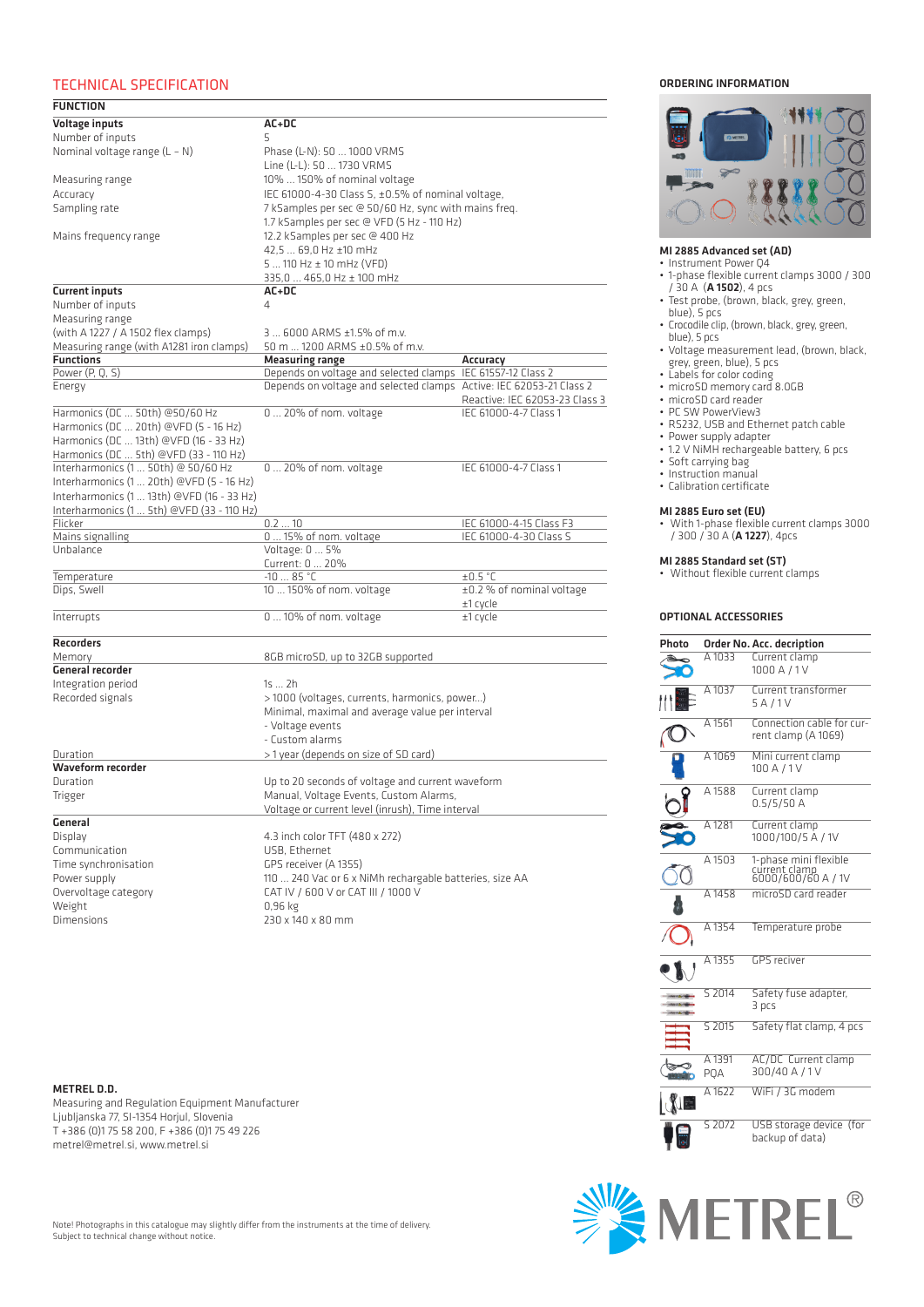## TECHNICAL SPECIFICATION

| FUNCTION | | |
|---|---|---|
| **Voltage inputs** | **AC+DC** | |
| Number of inputs | 5 | |
| Nominal voltage range (L – N) | Phase (L-N): 50 … 1000 VRMS<br>Line (L-L): 50 … 1730 VRMS | |
| Measuring range | 10% … 150% of nominal voltage | |
| Accuracy | IEC 61000-4-30 Class S, ±0.5% of nominal voltage, | |
| Sampling rate | 7 kSamples per sec @ 50/60 Hz, sync with mains freq.<br>1.7 kSamples per sec @ VFD (5 Hz - 110 Hz)<br>12.2 kSamples per sec @ 400 Hz | |
| Mains frequency range | 42,5 … 69,0 Hz ±10 mHz<br>5 … 110 Hz ± 10 mHz (VFD)<br>335,0 … 465,0 Hz ± 100 mHz | |
| **Current inputs** | **AC+DC** | |
| Number of inputs | 4 | |
| Measuring range<br>(with A 1227 / A 1502 flex clamps) | 3 … 6000 ARMS ±1.5% of m.v. | |
| Measuring range (with A1281 iron clamps) | 50 m … 1200 ARMS ±0.5% of m.v. | |
| **Functions** | **Measuring range** | **Accuracy** |
| Power (P, Q, S) | Depends on voltage and selected clamps | IEC 61557-12 Class 2 |
| Energy | Depends on voltage and selected clamps | Active: IEC 62053-21 Class 2<br>Reactive: IEC 62053-23 Class 3 |
| Harmonics (DC … 50th) @50/60 Hz<br>Harmonics (DC … 20th) @VFD (5 - 16 Hz)<br>Harmonics (DC … 13th) @VFD (16 - 33 Hz)<br>Harmonics (DC … 5th) @VFD (33 - 110 Hz) | 0 … 20% of nom. voltage | IEC 61000-4-7 Class 1 |
| Interharmonics (1 … 50th) @ 50/60 Hz<br>Interharmonics (1 … 20th) @VFD (5 - 16 Hz)<br>Interharmonics (1 … 13th) @VFD (16 - 33 Hz)<br>Interharmonics (1 … 5th) @VFD (33 - 110 Hz) | 0 … 20% of nom. voltage | IEC 61000-4-7 Class 1 |
| Flicker | 0.2 … 10 | IEC 61000-4-15 Class F3 |
| Mains signalling | 0 … 15% of nom. voltage | IEC 61000-4-30 Class S |
| Unbalance | Voltage: 0 … 5%<br>Current: 0 … 20% | |
| Temperature | -10 … 85 °C | ±0.5 °C |
| Dips, Swell | 10 … 150% of nom. voltage | ±0.2 % of nominal voltage<br>±1 cycle |
| Interrupts | 0 … 10% of nom. voltage | ±1 cycle |
| **Recorders** | | |
| Memory | 8GB microSD, up to 32GB supported | |
| **General recorder** | | |
| Integration period | 1s … 2h | |
| Recorded signals | > 1000 (voltages, currents, harmonics, power…)<br>Minimal, maximal and average value per interval<br>- Voltage events<br>- Custom alarms | |
| Duration | > 1 year (depends on size of SD card) | |
| **Waveform recorder** | | |
| Duration | Up to 20 seconds of voltage and current waveform | |
| Trigger | Manual, Voltage Events, Custom Alarms,<br>Voltage or current level (inrush), Time interval | |
| **General** | | |
| Display | 4.3 inch color TFT (480 x 272) | |
| Communication | USB, Ethernet | |
| Time synchronisation | GPS receiver (A 1355) | |
| Power supply | 110 … 240 Vac or 6 x NiMh rechargable batteries, size AA | |
| Overvoltage category | CAT IV / 600 V or CAT III / 1000 V | |
| Weight | 0,96 kg | |
| Dimensions | 230 x 140 x 80 mm | |

**METREL D.D.**
Measuring and Regulation Equipment Manufacturer
Ljubljanska 77, SI-1354 Horjul, Slovenia
T +386 (0)1 75 58 200, F +386 (0)1 75 49 226
metrel@metrel.si, www.metrel.si

## ORDERING INFORMATION

**MI 2885 Advanced set (AD)**

- Instrument Power Q4
- 1-phase flexible current clamps 3000 / 300 / 30 A (**A 1502**), 4 pcs
- Test probe, (brown, black, grey, green, blue), 5 pcs
- Crocodile clip, (brown, black, grey, green, blue), 5 pcs
- Voltage measurement lead, (brown, black, grey, green, blue), 5 pcs
- Labels for color coding
- microSD memory card 8.0GB
- microSD card reader
- PC SW PowerView3
- RS232, USB and Ethernet patch cable
- Power supply adapter
- 1.2 V NiMH rechargable battery, 6 pcs
- Soft carrying bag
- Instruction manual
- Calibration certificate

**MI 2885 Euro set (EU)**

- With 1-phase flexible current clamps 3000 / 300 / 30 A (**A 1227**), 4pcs

**MI 2885 Standard set (ST)**

- Without flexible current clamps

## OPTIONAL ACCESSORIES

| Photo | Order No. | Acc. decription |
|---|---|---|
| | A 1033 | Current clamp 1000 A / 1 V |
| | A 1037 | Current transformer 5 A / 1 V |
| | A 1561 | Connection cable for current clamp (A 1069) |
| | A 1069 | Mini current clamp 100 A / 1 V |
| | A 1588 | Current clamp 0.5/5/50 A |
| | A 1281 | Current clamp 1000/100/5 A / 1V |
| | A 1503 | 1-phase mini flexible current clamp 6000/600/60 A / 1V |
| | A 1458 | microSD card reader |
| | A 1354 | Temperature probe |
| | A 1355 | GPS reciver |
| | S 2014 | Safety fuse adapter, 3 pcs |
| | S 2015 | Safety flat clamp, 4 pcs |
| | A 1391 PQA | AC/DC Current clamp 300/40 A / 1 V |
| | A 1622 | WiFi / 3G modem |
| | S 2072 | USB storage device (for backup of data) |

Note! Photographs in this catalogue may slightly differ from the instruments at the time of delivery.
Subject to technical change without notice.